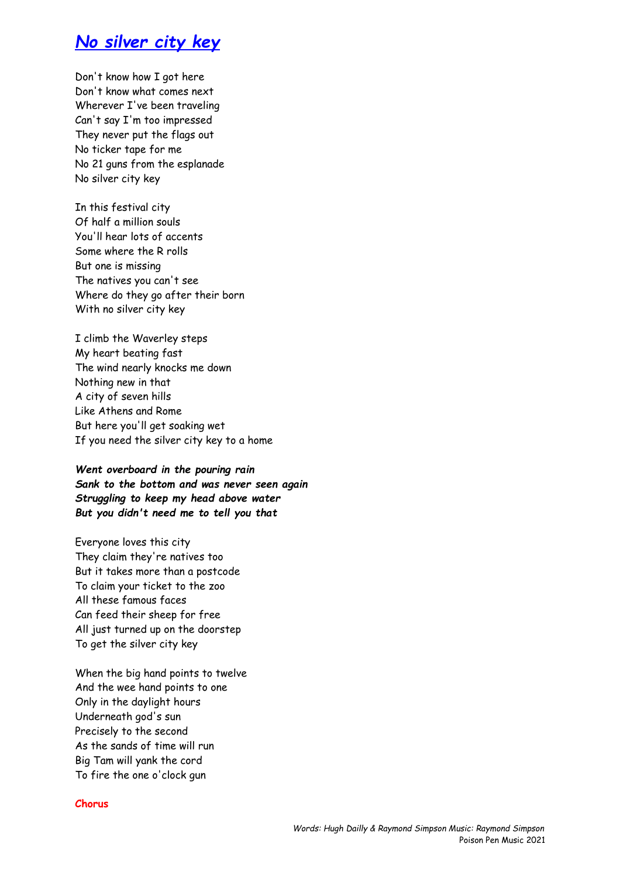# *No silver city key*

Don't know how I got here
Don't know what comes next
Wherever I've been traveling
Can't say I'm too impressed
They never put the flags out
No ticker tape for me
No 21 guns from the esplanade
No silver city key

In this festival city
Of half a million souls
You'll hear lots of accents
Some where the R rolls
But one is missing
The natives you can't see
Where do they go after their born
With no silver city key

I climb the Waverley steps
My heart beating fast
The wind nearly knocks me down
Nothing new in that
A city of seven hills
Like Athens and Rome
But here you'll get soaking wet
If you need the silver city key to a home

***Went overboard in the pouring rain***
***Sank to the bottom and was never seen again***
***Struggling to keep my head above water***
***But you didn't need me to tell you that***

Everyone loves this city
They claim they're natives too
But it takes more than a postcode
To claim your ticket to the zoo
All these famous faces
Can feed their sheep for free
All just turned up on the doorstep
To get the silver city key

When the big hand points to twelve
And the wee hand points to one
Only in the daylight hours
Underneath god's sun
Precisely to the second
As the sands of time will run
Big Tam will yank the cord
To fire the one o'clock gun

**Chorus**

*Words: Hugh Dailly & Raymond Simpson Music: Raymond Simpson*
Poison Pen Music 2021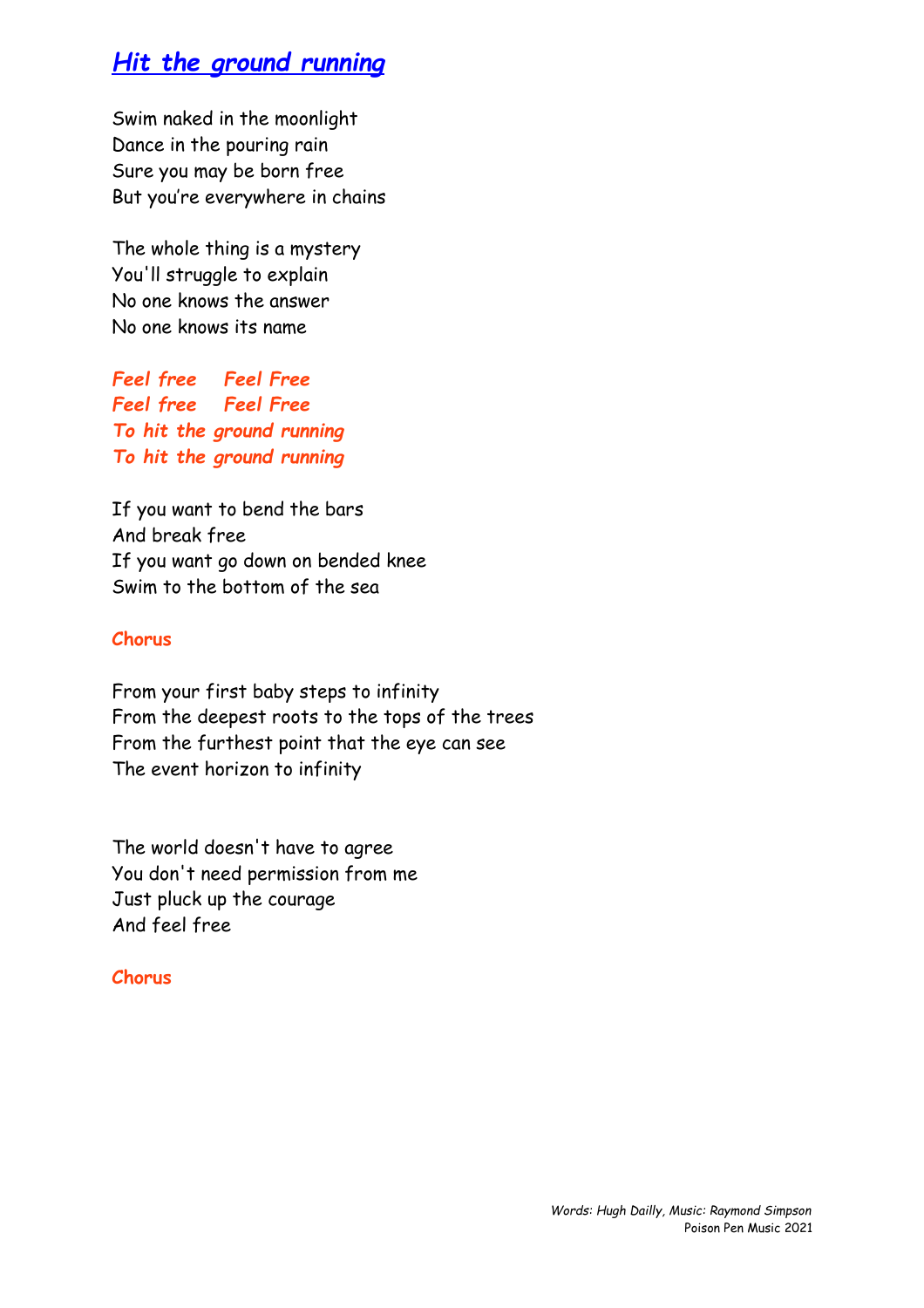## *Hit the ground running*

Swim naked in the moonlight  
Dance in the pouring rain  
Sure you may be born free  
But you're everywhere in chains

The whole thing is a mystery  
You'll struggle to explain  
No one knows the answer  
No one knows its name

***Feel free    Feel Free***  
***Feel free    Feel Free***  
***To hit the ground running***  
***To hit the ground running***

If you want to bend the bars  
And break free  
If you want go down on bended knee  
Swim to the bottom of the sea

**Chorus**

From your first baby steps to infinity  
From the deepest roots to the tops of the trees  
From the furthest point that the eye can see  
The event horizon to infinity

The world doesn't have to agree  
You don't need permission from me  
Just pluck up the courage  
And feel free

**Chorus**

*Words: Hugh Dailly, Music: Raymond Simpson*  
Poison Pen Music 2021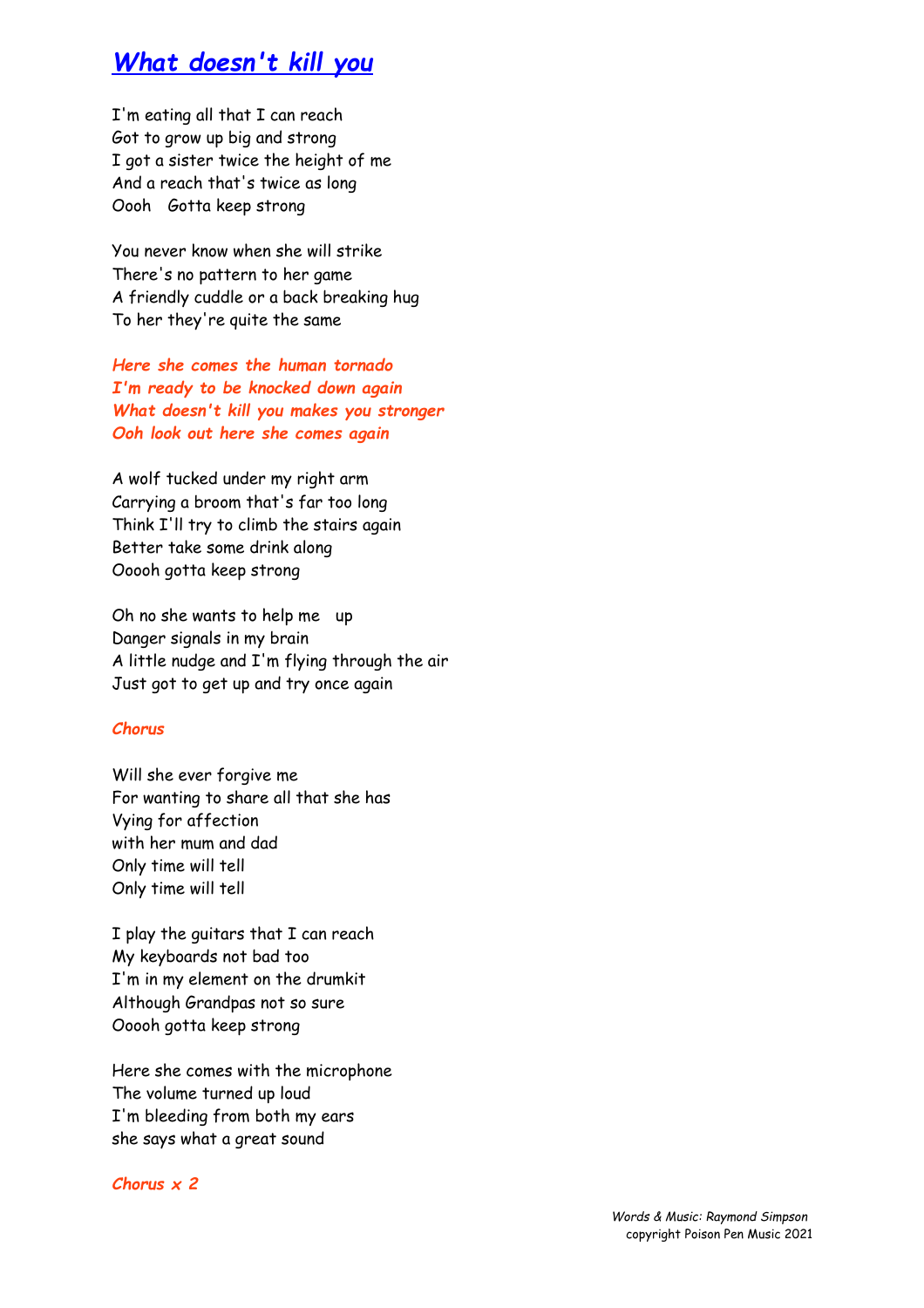# *What doesn't kill you*

I'm eating all that I can reach
Got to grow up big and strong
I got a sister twice the height of me
And a reach that's twice as long
Oooh   Gotta keep strong

You never know when she will strike
There's no pattern to her game
A friendly cuddle or a back breaking hug
To her they're quite the same

***Here she comes the human tornado***
***I'm ready to be knocked down again***
***What doesn't kill you makes you stronger***
***Ooh look out here she comes again***

A wolf tucked under my right arm
Carrying a broom that's far too long
Think I'll try to climb the stairs again
Better take some drink along
Ooooh gotta keep strong

Oh no she wants to help me   up
Danger signals in my brain
A little nudge and I'm flying through the air
Just got to get up and try once again

***Chorus***

Will she ever forgive me
For wanting to share all that she has
Vying for affection
with her mum and dad
Only time will tell
Only time will tell

I play the guitars that I can reach
My keyboards not bad too
I'm in my element on the drumkit
Although Grandpas not so sure
Ooooh gotta keep strong

Here she comes with the microphone
The volume turned up loud
I'm bleeding from both my ears
she says what a great sound

***Chorus x 2***

*Words & Music: Raymond Simpson*
copyright Poison Pen Music 2021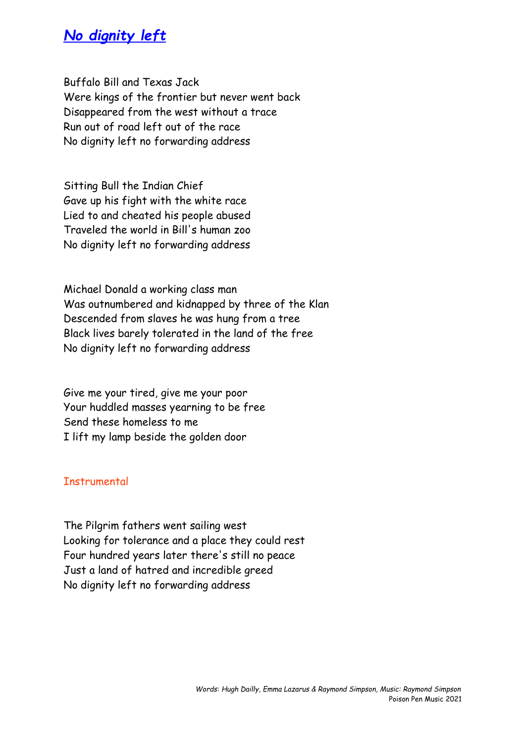# *No dignity left*

Buffalo Bill and Texas Jack
Were kings of the frontier but never went back
Disappeared from the west without a trace
Run out of road left out of the race
No dignity left no forwarding address

Sitting Bull the Indian Chief
Gave up his fight with the white race
Lied to and cheated his people abused
Traveled the world in Bill's human zoo
No dignity left no forwarding address

Michael Donald a working class man
Was outnumbered and kidnapped by three of the Klan
Descended from slaves he was hung from a tree
Black lives barely tolerated in the land of the free
No dignity left no forwarding address

Give me your tired, give me your poor
Your huddled masses yearning to be free
Send these homeless to me
I lift my lamp beside the golden door

Instrumental

The Pilgrim fathers went sailing west
Looking for tolerance and a place they could rest
Four hundred years later there's still no peace
Just a land of hatred and incredible greed
No dignity left no forwarding address

*Words: Hugh Dailly, Emma Lazarus & Raymond Simpson, Music: Raymond Simpson*
Poison Pen Music 2021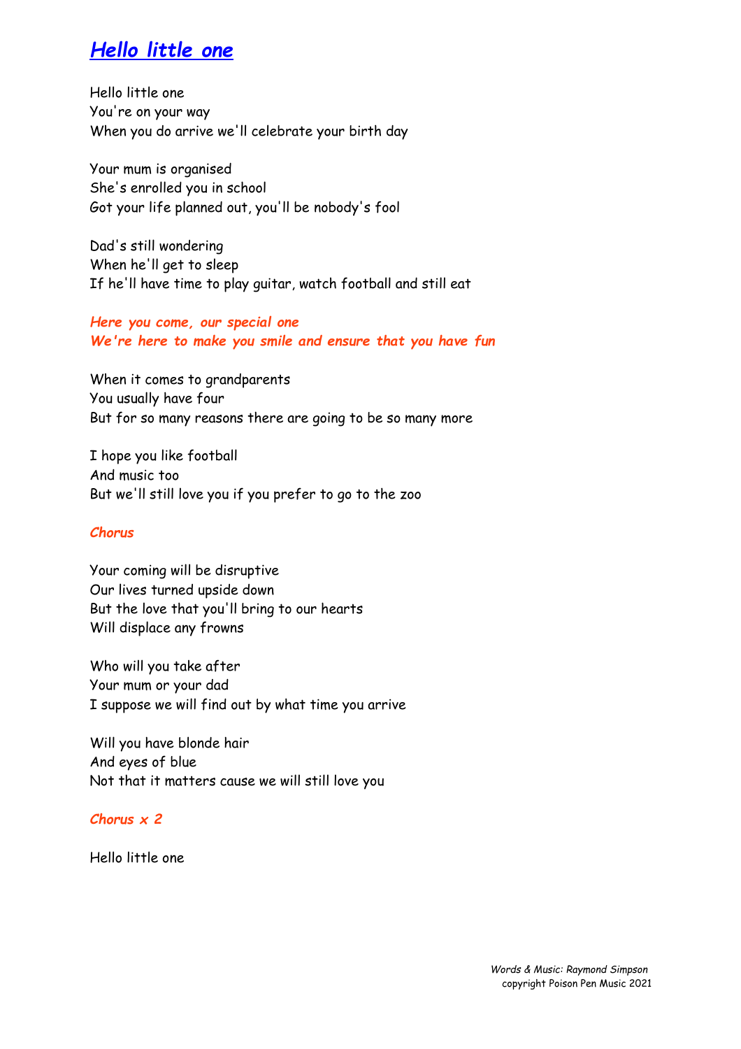# *Hello little one*

Hello little one
You're on your way
When you do arrive we'll celebrate your birth day

Your mum is organised
She's enrolled you in school
Got your life planned out, you'll be nobody's fool

Dad's still wondering
When he'll get to sleep
If he'll have time to play guitar, watch football and still eat

***Here you come, our special one***
***We're here to make you smile and ensure that you have fun***

When it comes to grandparents
You usually have four
But for so many reasons there are going to be so many more

I hope you like football
And music too
But we'll still love you if you prefer to go to the zoo

***Chorus***

Your coming will be disruptive
Our lives turned upside down
But the love that you'll bring to our hearts
Will displace any frowns

Who will you take after
Your mum or your dad
I suppose we will find out by what time you arrive

Will you have blonde hair
And eyes of blue
Not that it matters cause we will still love you

***Chorus x 2***

Hello little one

*Words & Music: Raymond Simpson*
copyright Poison Pen Music 2021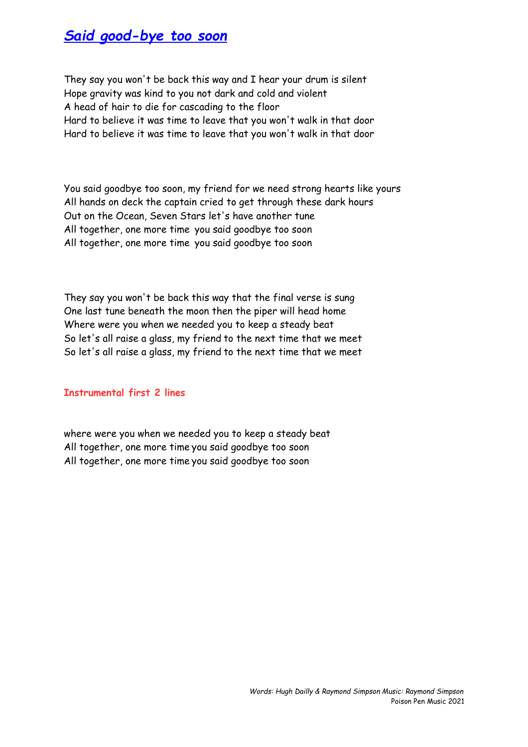# *Said good-bye too soon*

They say you won't be back this way and I hear your drum is silent
Hope gravity was kind to you not dark and cold and violent
A head of hair to die for cascading to the floor
Hard to believe it was time to leave that you won't walk in that door
Hard to believe it was time to leave that you won't walk in that door

You said goodbye too soon, my friend for we need strong hearts like yours
All hands on deck the captain cried to get through these dark hours
Out on the Ocean, Seven Stars let's have another tune
All together, one more time you said goodbye too soon
All together, one more time you said goodbye too soon

They say you won't be back this way that the final verse is sung
One last tune beneath the moon then the piper will head home
Where were you when we needed you to keep a steady beat
So let's all raise a glass, my friend to the next time that we meet
So let's all raise a glass, my friend to the next time that we meet

**Instrumental first 2 lines**

where were you when we needed you to keep a steady beat
All together, one more time you said goodbye too soon
All together, one more time you said goodbye too soon

*Words: Hugh Dailly & Raymond Simpson Music: Raymond Simpson*
Poison Pen Music 2021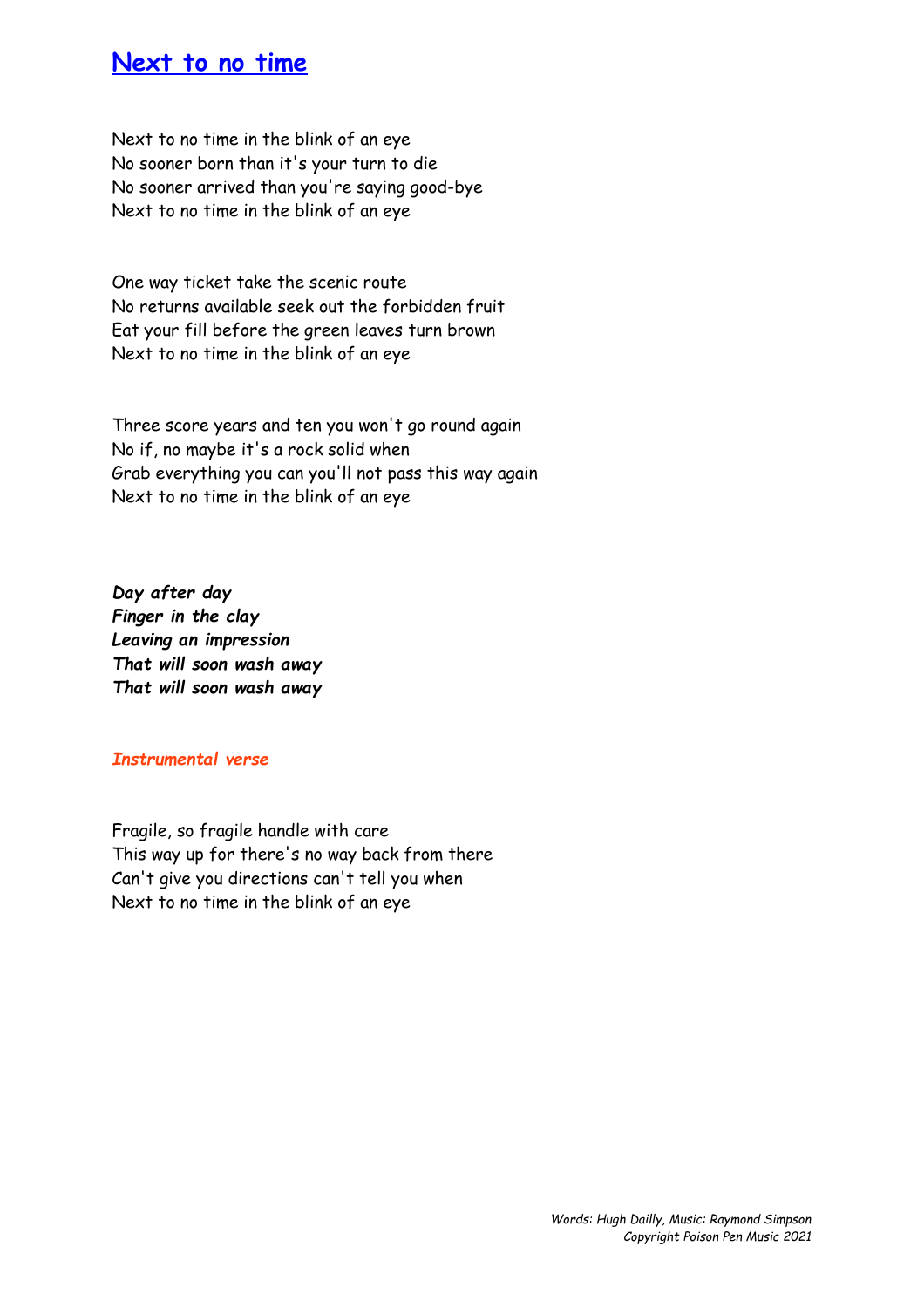# Next to no time

Next to no time in the blink of an eye
No sooner born than it's your turn to die
No sooner arrived than you're saying good-bye
Next to no time in the blink of an eye

One way ticket take the scenic route
No returns available seek out the forbidden fruit
Eat your fill before the green leaves turn brown
Next to no time in the blink of an eye

Three score years and ten you won't go round again
No if, no maybe it's a rock solid when
Grab everything you can you'll not pass this way again
Next to no time in the blink of an eye

***Day after day***
***Finger in the clay***
***Leaving an impression***
***That will soon wash away***
***That will soon wash away***

***Instrumental verse***

Fragile, so fragile handle with care
This way up for there's no way back from there
Can't give you directions can't tell you when
Next to no time in the blink of an eye

*Words: Hugh Dailly, Music: Raymond Simpson*
*Copyright Poison Pen Music 2021*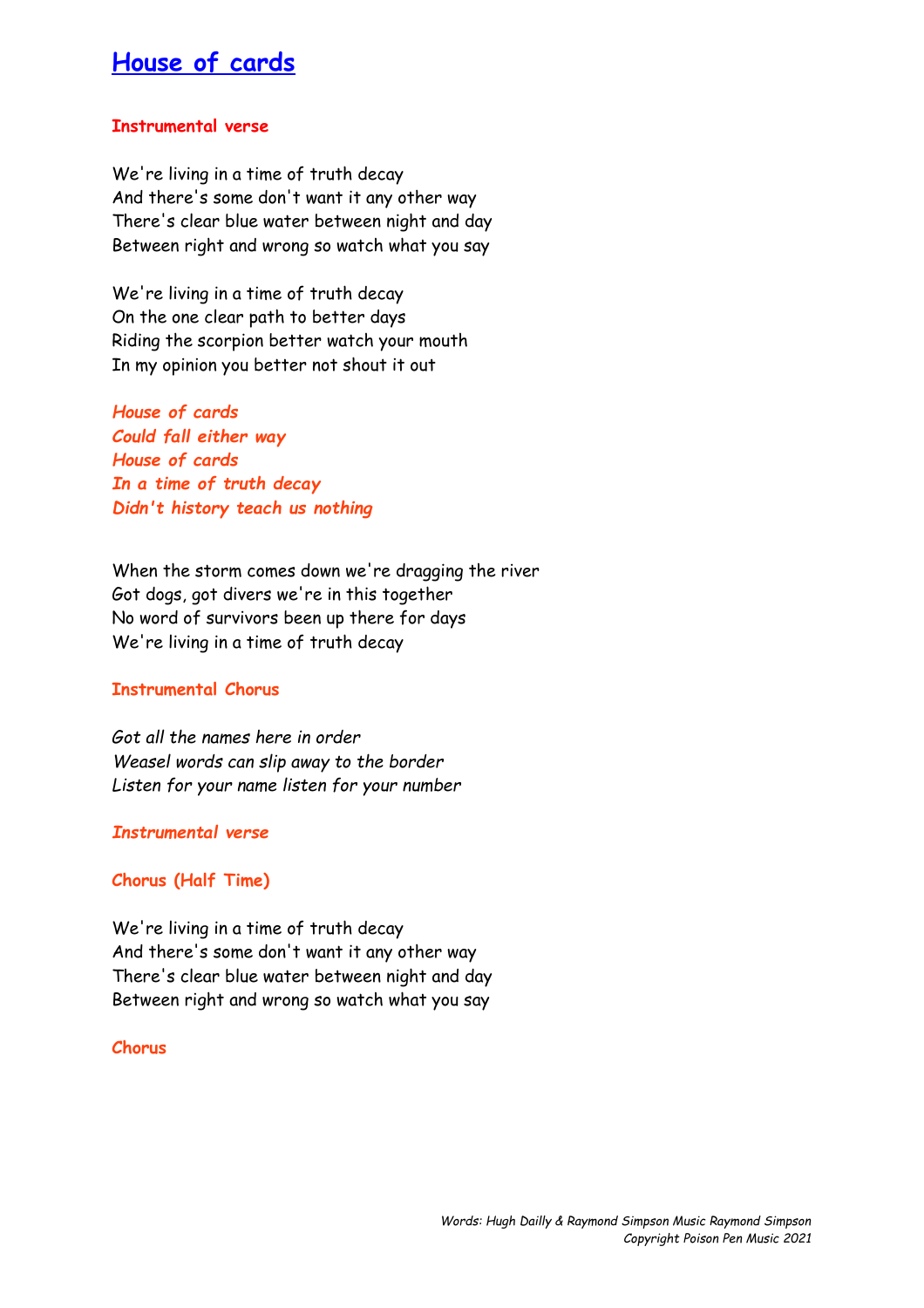# House of cards

**Instrumental verse**

We're living in a time of truth decay
And there's some don't want it any other way
There's clear blue water between night and day
Between right and wrong so watch what you say

We're living in a time of truth decay
On the one clear path to better days
Riding the scorpion better watch your mouth
In my opinion you better not shout it out

***House of cards***
***Could fall either way***
***House of cards***
***In a time of truth decay***
***Didn't history teach us nothing***

When the storm comes down we're dragging the river
Got dogs, got divers we're in this together
No word of survivors been up there for days
We're living in a time of truth decay

**Instrumental Chorus**

*Got all the names here in order*
*Weasel words can slip away to the border*
*Listen for your name listen for your number*

***Instrumental verse***

**Chorus (Half Time)**

We're living in a time of truth decay
And there's some don't want it any other way
There's clear blue water between night and day
Between right and wrong so watch what you say

**Chorus**

*Words: Hugh Dailly & Raymond Simpson Music Raymond Simpson*
*Copyright Poison Pen Music 2021*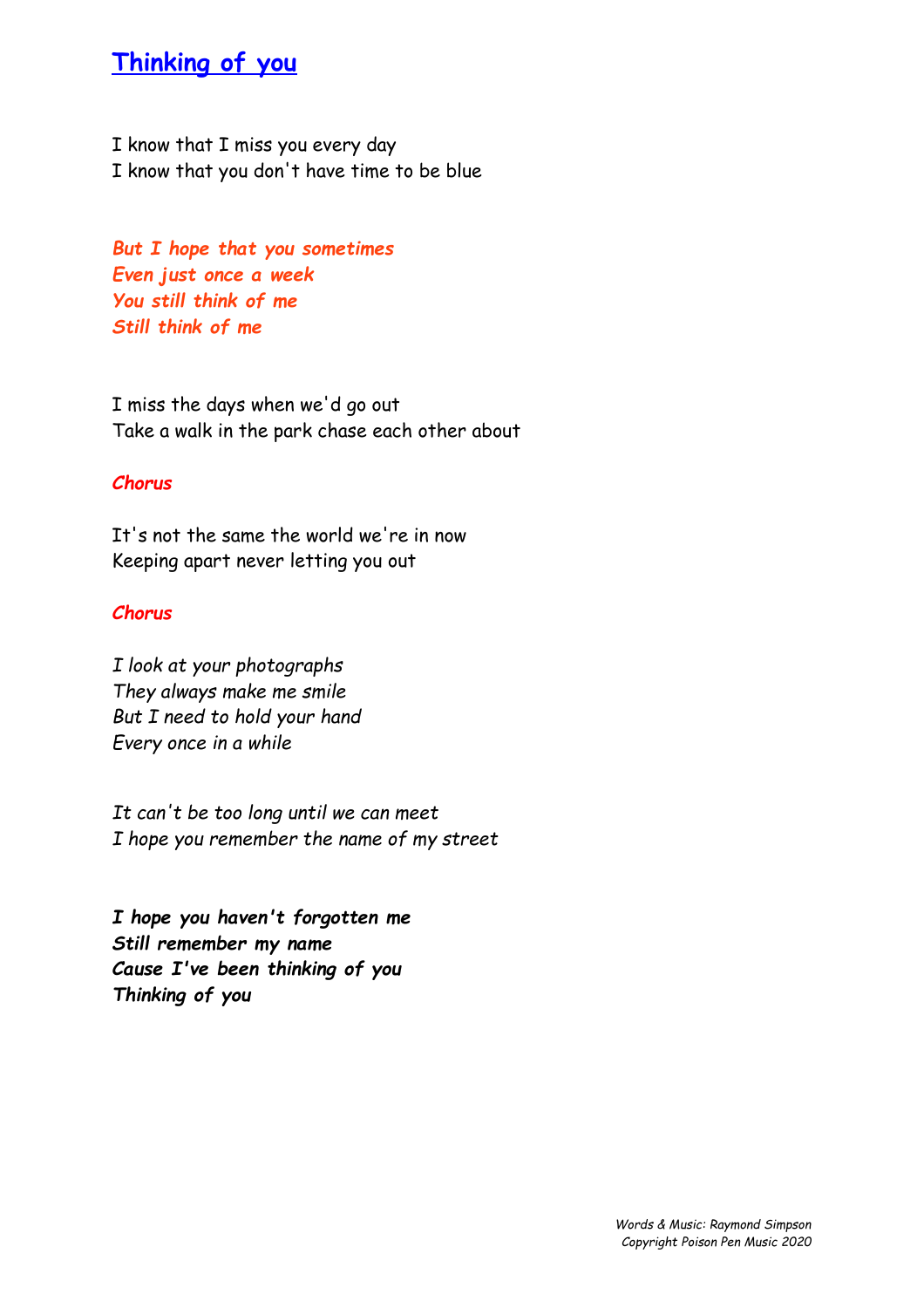# Thinking of you

I know that I miss you every day
I know that you don't have time to be blue

***But I hope that you sometimes***
***Even just once a week***
***You still think of me***
***Still think of me***

I miss the days when we'd go out
Take a walk in the park chase each other about

***Chorus***

It's not the same the world we're in now
Keeping apart never letting you out

***Chorus***

*I look at your photographs*
*They always make me smile*
*But I need to hold your hand*
*Every once in a while*

*It can't be too long until we can meet*
*I hope you remember the name of my street*

***I hope you haven't forgotten me***
***Still remember my name***
***Cause I've been thinking of you***
***Thinking of you***

*Words & Music: Raymond Simpson*
*Copyright Poison Pen Music 2020*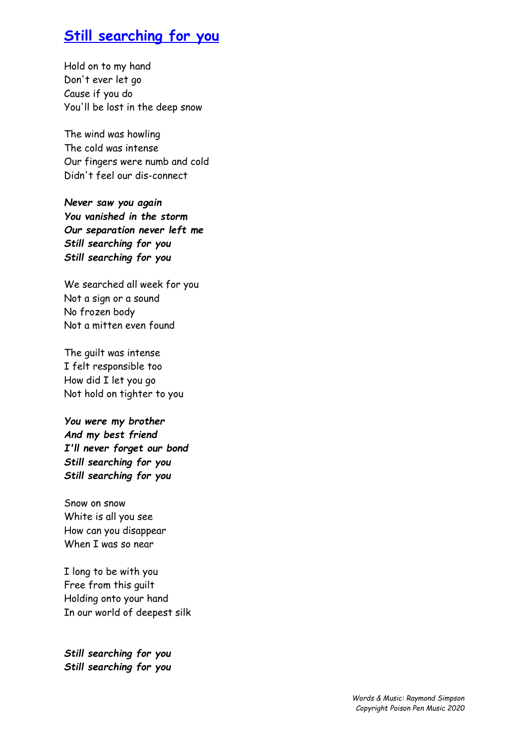# Still searching for you

Hold on to my hand
Don't ever let go
Cause if you do
You'll be lost in the deep snow

The wind was howling
The cold was intense
Our fingers were numb and cold
Didn't feel our dis-connect

***Never saw you again***
***You vanished in the storm***
***Our separation never left me***
***Still searching for you***
***Still searching for you***

We searched all week for you
Not a sign or a sound
No frozen body
Not a mitten even found

The guilt was intense
I felt responsible too
How did I let you go
Not hold on tighter to you

***You were my brother***
***And my best friend***
***I'll never forget our bond***
***Still searching for you***
***Still searching for you***

Snow on snow
White is all you see
How can you disappear
When I was so near

I long to be with you
Free from this guilt
Holding onto your hand
In our world of deepest silk

***Still searching for you***
***Still searching for you***

*Words & Music: Raymond Simpson*
*Copyright Poison Pen Music 2020*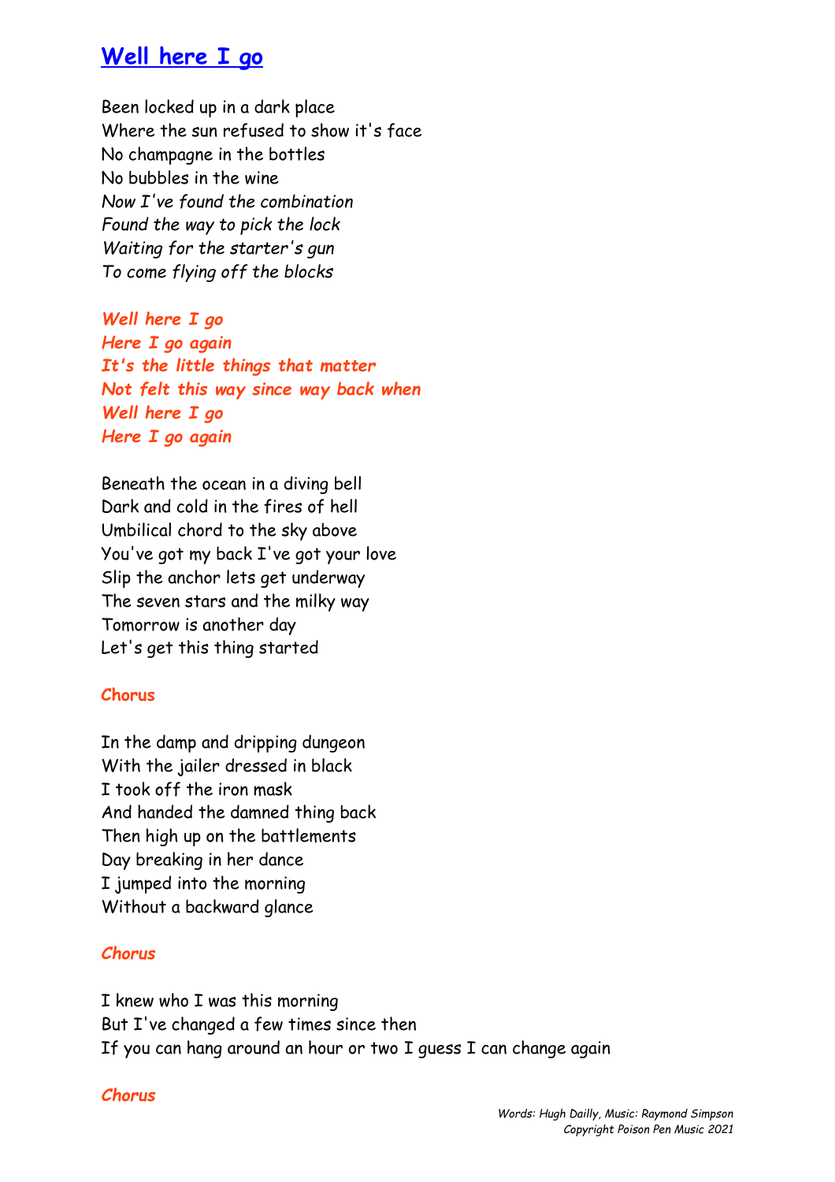# Well here I go

Been locked up in a dark place
Where the sun refused to show it's face
No champagne in the bottles
No bubbles in the wine
*Now I've found the combination*
*Found the way to pick the lock*
*Waiting for the starter's gun*
*To come flying off the blocks*

***Well here I go***
***Here I go again***
***It's the little things that matter***
***Not felt this way since way back when***
***Well here I go***
***Here I go again***

Beneath the ocean in a diving bell
Dark and cold in the fires of hell
Umbilical chord to the sky above
You've got my back I've got your love
Slip the anchor lets get underway
The seven stars and the milky way
Tomorrow is another day
Let's get this thing started

**Chorus**

In the damp and dripping dungeon
With the jailer dressed in black
I took off the iron mask
And handed the damned thing back
Then high up on the battlements
Day breaking in her dance
I jumped into the morning
Without a backward glance

***Chorus***

I knew who I was this morning
But I've changed a few times since then
If you can hang around an hour or two I guess I can change again

***Chorus***

*Words: Hugh Dailly, Music: Raymond Simpson*
*Copyright Poison Pen Music 2021*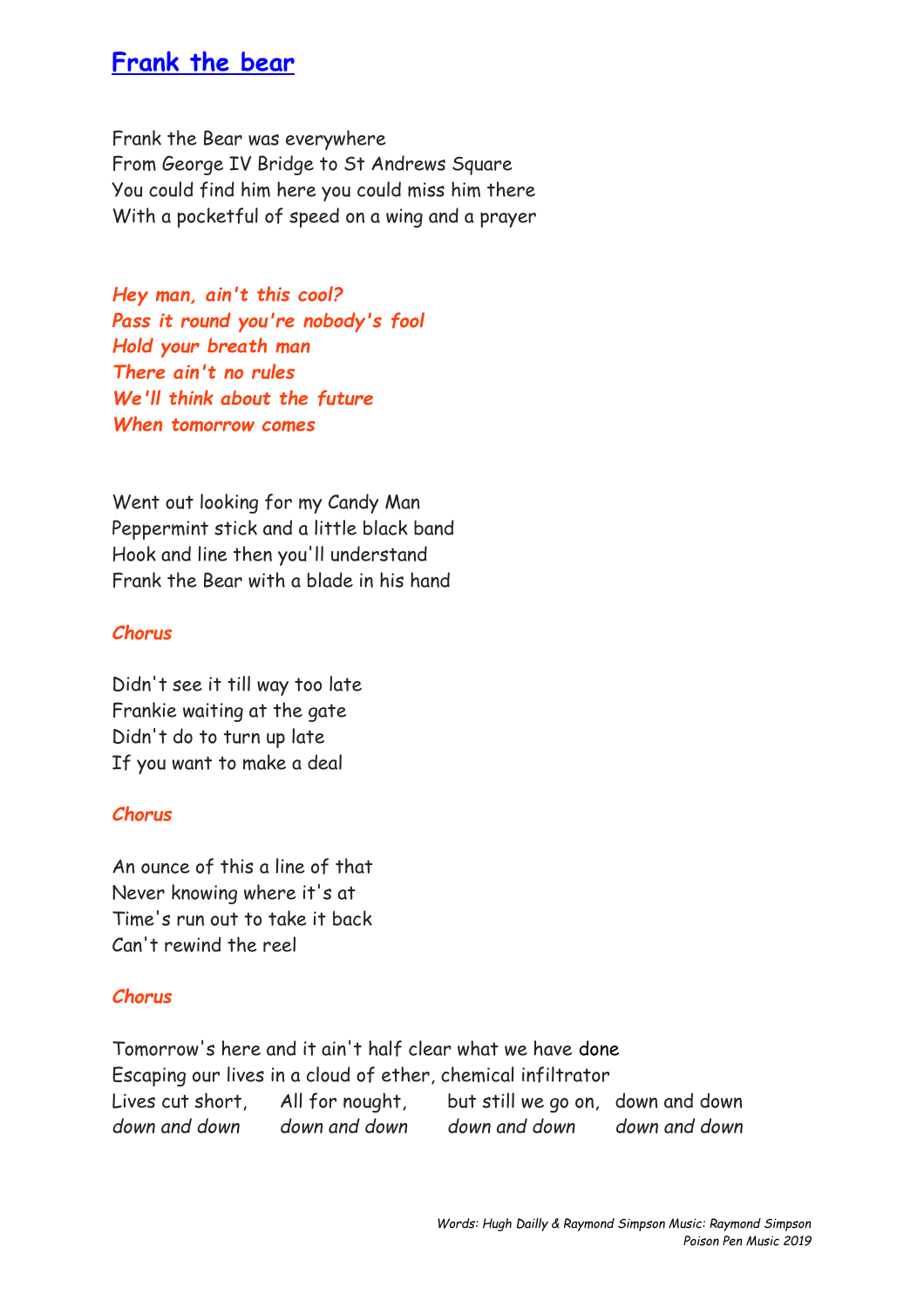# Frank the bear

Frank the Bear was everywhere
From George IV Bridge to St Andrews Square
You could find him here you could miss him there
With a pocketful of speed on a wing and a prayer

***Hey man, ain't this cool?***
***Pass it round you're nobody's fool***
***Hold your breath man***
***There ain't no rules***
***We'll think about the future***
***When tomorrow comes***

Went out looking for my Candy Man
Peppermint stick and a little black band
Hook and line then you'll understand
Frank the Bear with a blade in his hand

***Chorus***

Didn't see it till way too late
Frankie waiting at the gate
Didn't do to turn up late
If you want to make a deal

***Chorus***

An ounce of this a line of that
Never knowing where it's at
Time's run out to take it back
Can't rewind the reel

***Chorus***

Tomorrow's here and it ain't half clear what we have done
Escaping our lives in a cloud of ether, chemical infiltrator
Lives cut short, All for nought, but still we go on, down and down
*down and down down and down down and down down and down*

*Words: Hugh Dailly & Raymond Simpson Music: Raymond Simpson*
*Poison Pen Music 2019*